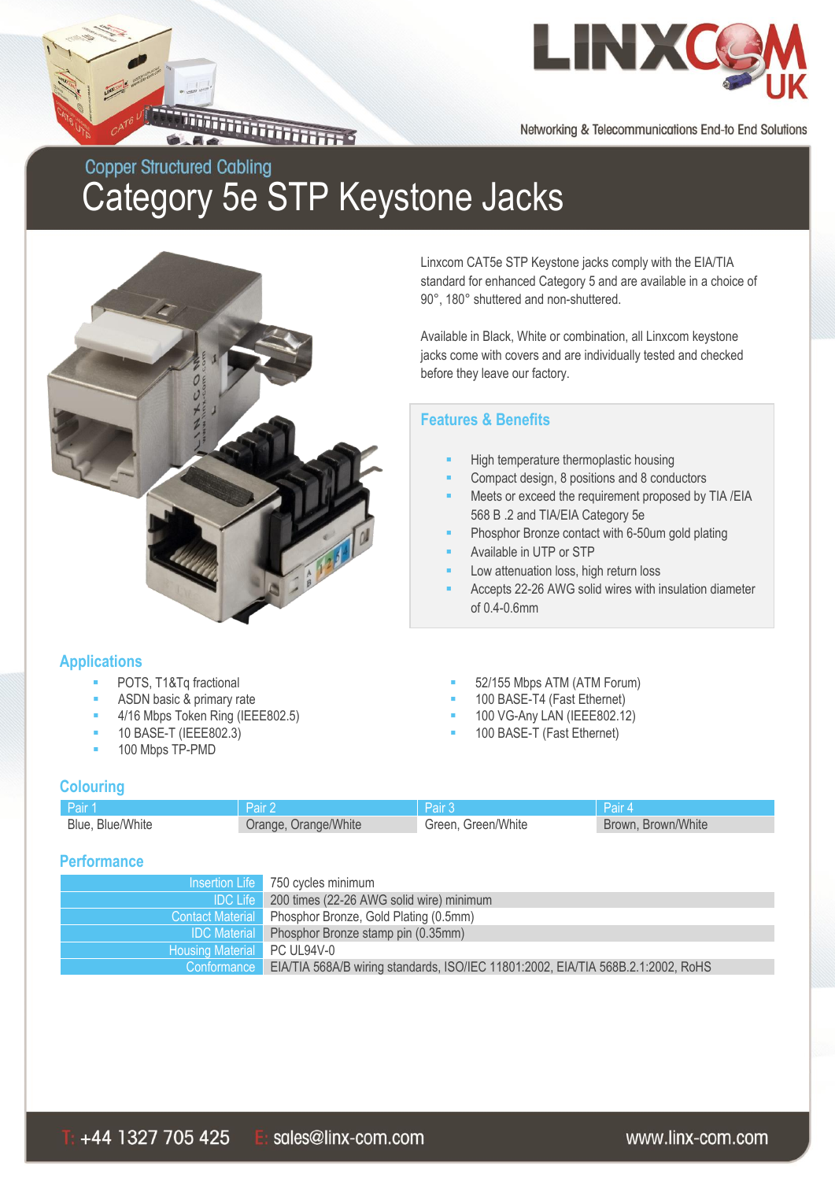LINXCOM UK

Networking & Telecommunications End-to End Solutions

## Copper Structured Cabling

# Category 5e STP Keystone Jacks

Linxcom CAT5e STP Keystone jacks comply with the EIA/TIA standard for enhanced Category 5 and are available in a choice of 90°, 180° shuttered and non-shuttered.

Available in Black, White or combination, all Linxcom keystone jacks come with covers and are individually tested and checked before they leave our factory.

### Features & Benefits

- High temperature thermoplastic housing
- Compact design, 8 positions and 8 conductors
- Meets or exceed the requirement proposed by TIA /EIA 568 B .2 and TIA/EIA Category 5e
- Phosphor Bronze contact with 6-50um gold plating
- Available in UTP or STP
- Low attenuation loss, high return loss
- Accepts 22-26 AWG solid wires with insulation diameter of 0.4-0.6mm

### Applications

- POTS, T1&Tq fractional
- ASDN basic & primary rate
- 4/16 Mbps Token Ring (IEEE802.5)
- 10 BASE-T (IEEE802.3)
- 100 Mbps TP-PMD
- 52/155 Mbps ATM (ATM Forum)
- 100 BASE-T4 (Fast Ethernet)
- 100 VG-Any LAN (IEEE802.12)
- 100 BASE-T (Fast Ethernet)

### Colouring

| Pair 1 | Pair 2 | Pair 3 | Pair 4 |
|---|---|---|---|
| Blue, Blue/White | Orange, Orange/White | Green, Green/White | Brown, Brown/White |

### Performance

| | |
|---|---|
| Insertion Life | 750 cycles minimum |
| IDC Life | 200 times (22-26 AWG solid wire) minimum |
| Contact Material | Phosphor Bronze, Gold Plating (0.5mm) |
| IDC Material | Phosphor Bronze stamp pin (0.35mm) |
| Housing Material | PC UL94V-0 |
| Conformance | EIA/TIA 568A/B wiring standards, ISO/IEC 11801:2002, EIA/TIA 568B.2.1:2002, RoHS |

T: +44 1327 705 425 E: sales@linx-com.com www.linx-com.com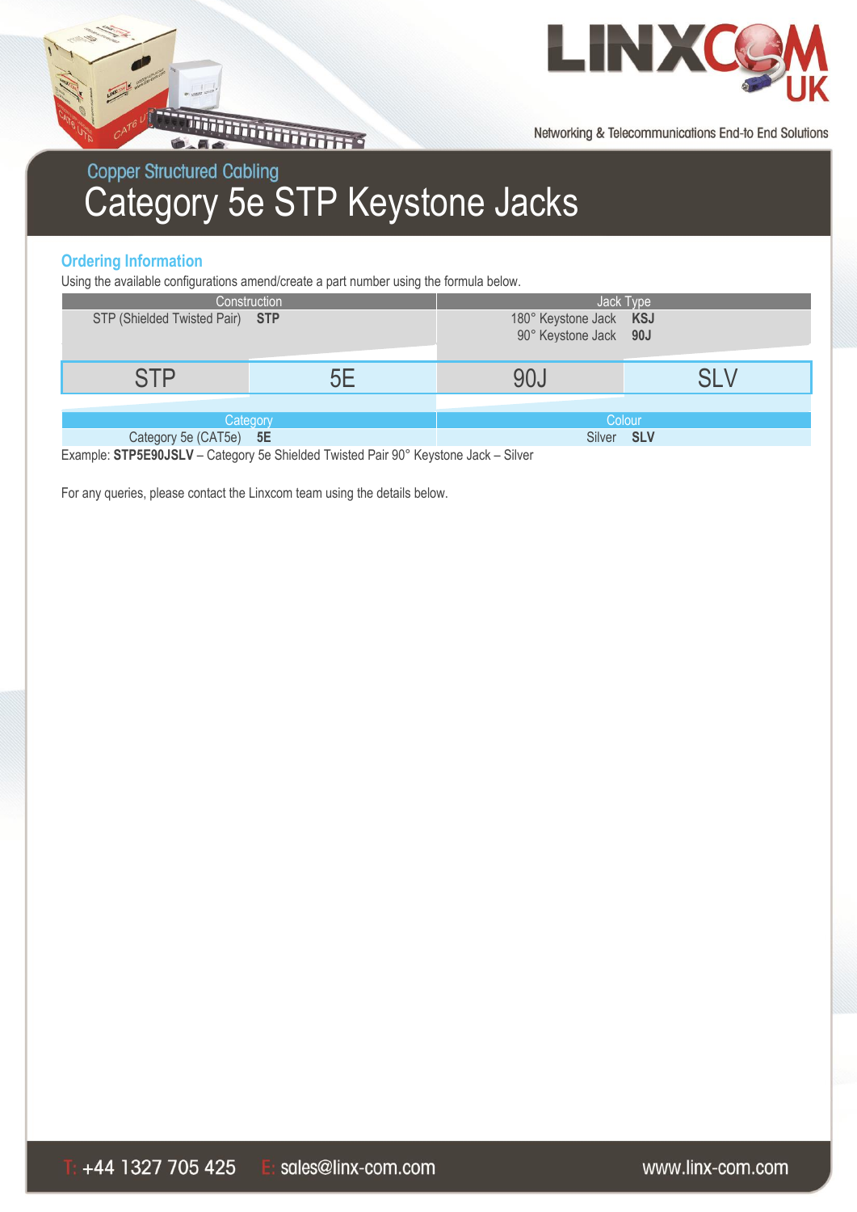Copper Structured Cabling

# Category 5e STP Keystone Jacks

## Ordering Information

Using the available configurations amend/create a part number using the formula below.

| Construction | | Jack Type | |
|---|---|---|---|
| STP (Shielded Twisted Pair) **STP** | | 180° Keystone Jack **KSJ**<br>90° Keystone Jack **90J** | |
| STP | 5E | 90J | SLV |
| Category | | Colour | |
| Category 5e (CAT5e) **5E** | | Silver **SLV** | |

Example: **STP5E90JSLV** – Category 5e Shielded Twisted Pair 90° Keystone Jack – Silver

For any queries, please contact the Linxcom team using the details below.

T: +44 1327 705 425 E: sales@linx-com.com www.linx-com.com